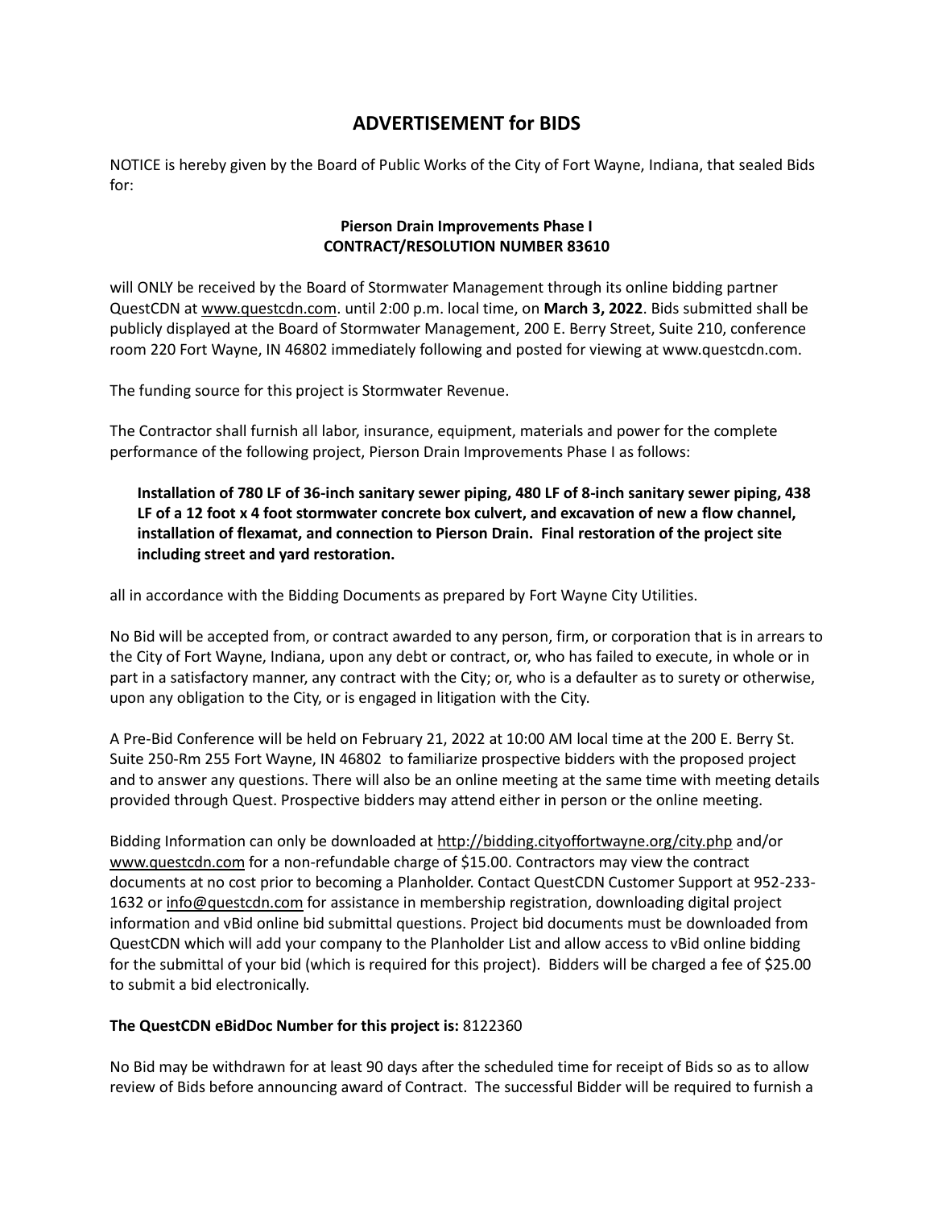# ADVERTISEMENT for BIDS

NOTICE is hereby given by the Board of Public Works of the City of Fort Wayne, Indiana, that sealed Bids for:

**Pierson Drain Improvements Phase I**
**CONTRACT/RESOLUTION NUMBER 83610**

will ONLY be received by the Board of Stormwater Management through its online bidding partner QuestCDN at www.questcdn.com. until 2:00 p.m. local time, on **March 3, 2022**. Bids submitted shall be publicly displayed at the Board of Stormwater Management, 200 E. Berry Street, Suite 210, conference room 220 Fort Wayne, IN 46802 immediately following and posted for viewing at www.questcdn.com.

The funding source for this project is Stormwater Revenue.

The Contractor shall furnish all labor, insurance, equipment, materials and power for the complete performance of the following project, Pierson Drain Improvements Phase I as follows:

> **Installation of 780 LF of 36-inch sanitary sewer piping, 480 LF of 8-inch sanitary sewer piping, 438 LF of a 12 foot x 4 foot stormwater concrete box culvert, and excavation of new a flow channel, installation of flexamat, and connection to Pierson Drain. Final restoration of the project site including street and yard restoration.**

all in accordance with the Bidding Documents as prepared by Fort Wayne City Utilities.

No Bid will be accepted from, or contract awarded to any person, firm, or corporation that is in arrears to the City of Fort Wayne, Indiana, upon any debt or contract, or, who has failed to execute, in whole or in part in a satisfactory manner, any contract with the City; or, who is a defaulter as to surety or otherwise, upon any obligation to the City, or is engaged in litigation with the City.

A Pre-Bid Conference will be held on February 21, 2022 at 10:00 AM local time at the 200 E. Berry St. Suite 250-Rm 255 Fort Wayne, IN 46802 to familiarize prospective bidders with the proposed project and to answer any questions. There will also be an online meeting at the same time with meeting details provided through Quest. Prospective bidders may attend either in person or the online meeting.

Bidding Information can only be downloaded at http://bidding.cityoffortwayne.org/city.php and/or www.questcdn.com for a non-refundable charge of $15.00. Contractors may view the contract documents at no cost prior to becoming a Planholder. Contact QuestCDN Customer Support at 952-233-1632 or info@questcdn.com for assistance in membership registration, downloading digital project information and vBid online bid submittal questions. Project bid documents must be downloaded from QuestCDN which will add your company to the Planholder List and allow access to vBid online bidding for the submittal of your bid (which is required for this project). Bidders will be charged a fee of $25.00 to submit a bid electronically.

**The QuestCDN eBidDoc Number for this project is:** 8122360

No Bid may be withdrawn for at least 90 days after the scheduled time for receipt of Bids so as to allow review of Bids before announcing award of Contract. The successful Bidder will be required to furnish a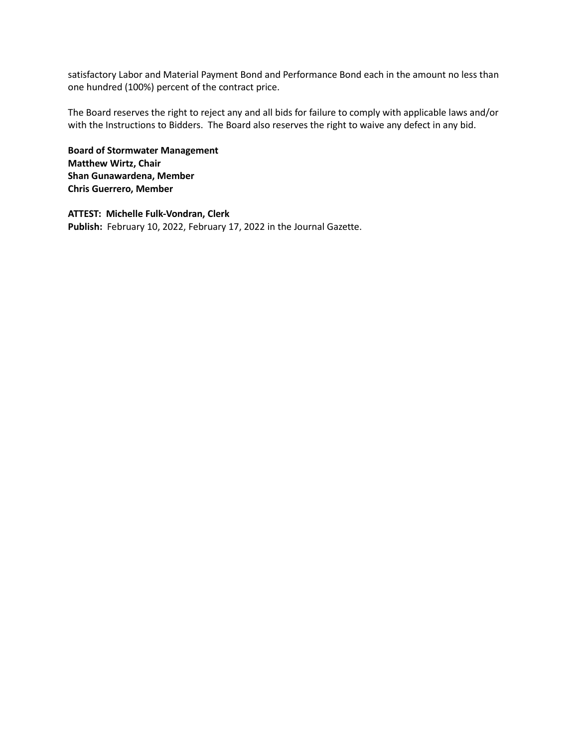satisfactory Labor and Material Payment Bond and Performance Bond each in the amount no less than one hundred (100%) percent of the contract price.

The Board reserves the right to reject any and all bids for failure to comply with applicable laws and/or with the Instructions to Bidders. The Board also reserves the right to waive any defect in any bid.

**Board of Stormwater Management**
**Matthew Wirtz, Chair**
**Shan Gunawardena, Member**
**Chris Guerrero, Member**

**ATTEST: Michelle Fulk-Vondran, Clerk**
**Publish:** February 10, 2022, February 17, 2022 in the Journal Gazette.